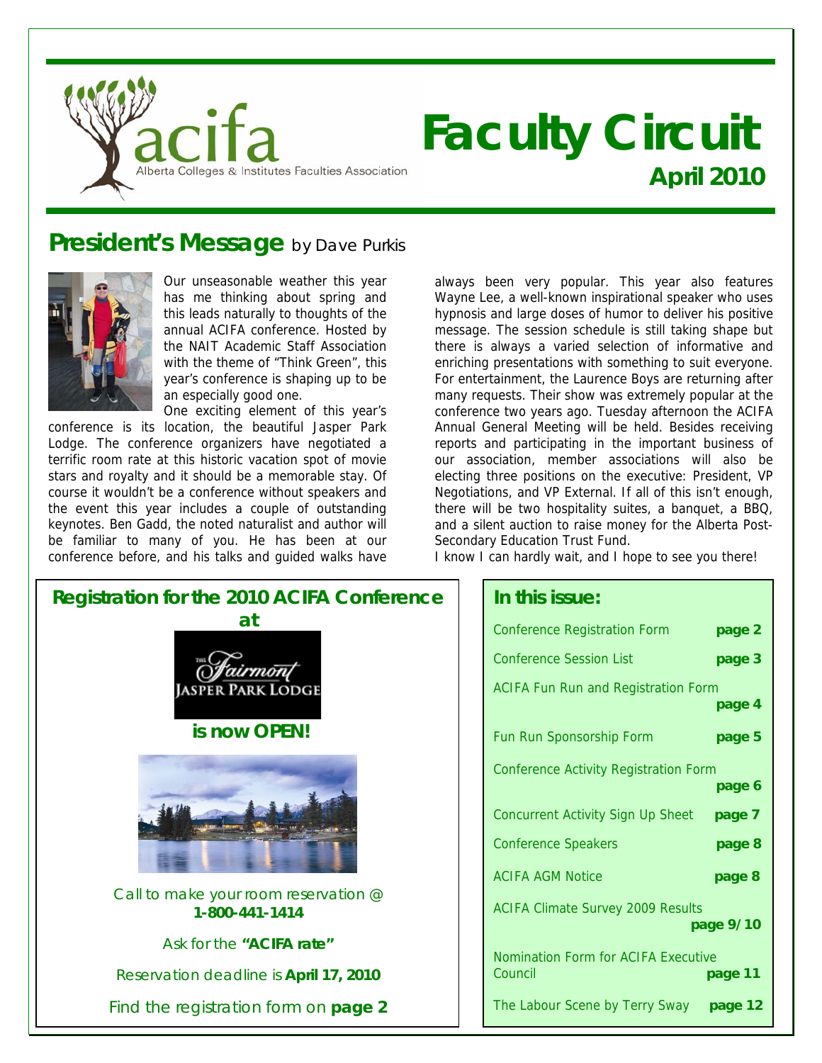acifa
Alberta Colleges & Institutes Faculties Association

# Faculty Circuit

**April 2010**

## President's Message by Dave Purkis

Our unseasonable weather this year has me thinking about spring and this leads naturally to thoughts of the annual ACIFA conference. Hosted by the NAIT Academic Staff Association with the theme of "Think Green", this year's conference is shaping up to be an especially good one.

One exciting element of this year's conference is its location, the beautiful Jasper Park Lodge. The conference organizers have negotiated a terrific room rate at this historic vacation spot of movie stars and royalty and it should be a memorable stay. Of course it wouldn't be a conference without speakers and the event this year includes a couple of outstanding keynotes. Ben Gadd, the noted naturalist and author will be familiar to many of you. He has been at our conference before, and his talks and guided walks have always been very popular. This year also features Wayne Lee, a well-known inspirational speaker who uses hypnosis and large doses of humor to deliver his positive message. The session schedule is still taking shape but there is always a varied selection of informative and enriching presentations with something to suit everyone. For entertainment, the Laurence Boys are returning after many requests. Their show was extremely popular at the conference two years ago. Tuesday afternoon the ACIFA Annual General Meeting will be held. Besides receiving reports and participating in the important business of our association, member associations will also be electing three positions on the executive: President, VP Negotiations, and VP External. If all of this isn't enough, there will be two hospitality suites, a banquet, a BBQ, and a silent auction to raise money for the Alberta Post-Secondary Education Trust Fund.

I know I can hardly wait, and I hope to see you there!

## Registration for the 2010 ACIFA Conference at

The Fairmont Jasper Park Lodge

**is now OPEN!**

*Call to make your room reservation @* **1-800-441-1414**

*Ask for the* **"ACIFA rate"**

*Reservation deadline is* **April 17, 2010**

*Find the registration form on* **page 2**

## In this issue:

| | |
|---|---|
| Conference Registration Form | **page 2** |
| Conference Session List | **page 3** |
| ACIFA Fun Run and Registration Form | **page 4** |
| Fun Run Sponsorship Form | **page 5** |
| Conference Activity Registration Form | **page 6** |
| Concurrent Activity Sign Up Sheet | **page 7** |
| Conference Speakers | **page 8** |
| ACIFA AGM Notice | **page 8** |
| ACIFA Climate Survey 2009 Results | **page 9/10** |
| Nomination Form for ACIFA Executive Council | **page 11** |
| The Labour Scene by Terry Sway | **page 12** |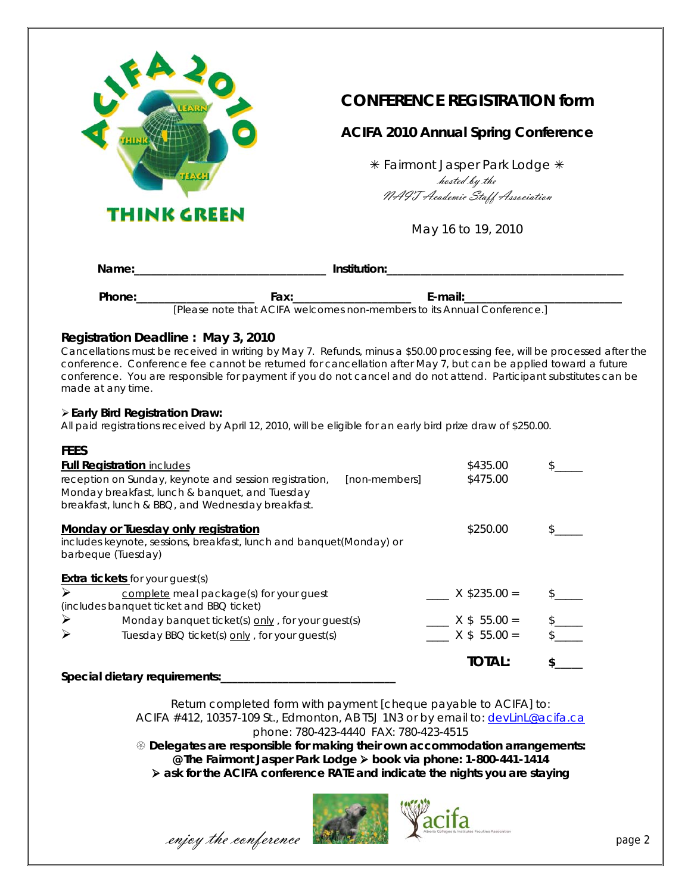# CONFERENCE REGISTRATION form

## ACIFA 2010 Annual Spring Conference

✳ Fairmont Jasper Park Lodge ✳

*hosted by the*

*NAIT Academic Staff Association*

May 16 to 19, 2010

**Name:**_______________________________ **Institution:**_______________________________________

**Phone:**___________________ **Fax:**___________________ **E-mail:**_________________________

[Please note that ACIFA welcomes non-members to its Annual Conference.]

### Registration Deadline : May 3, 2010

Cancellations must be received in writing by May 7. Refunds, minus a $50.00 processing fee, will be processed after the conference. Conference fee cannot be returned for cancellation after May 7, but can be applied toward a future conference. You are responsible for payment if you do not cancel and do not attend. Participant substitutes can be made at any time.

➢ **Early Bird Registration Draw:**

All paid registrations received by April 12, 2010, will be eligible for an early bird prize draw of $250.00.

### FEES

| | | |
|---|---|---|
| **Full Registration** includes reception on Sunday, keynote and session registration, Monday breakfast, lunch & banquet, and Tuesday breakfast, lunch & BBQ, and Wednesday breakfast. | $435.00<br>[non-members] $475.00 | $_____ |
| **Monday or Tuesday only registration** includes keynote, sessions, breakfast, lunch and banquet(Monday) or barbeque (Tuesday) | $250.00 | $_____ |
| **Extra tickets** for your guest(s) | | |
| ➢ complete meal package(s) for your guest (includes banquet ticket and BBQ ticket) | ____ X $235.00 = | $_____ |
| ➢ Monday banquet ticket(s) only , for your guest(s) | ____ X $ 55.00 = | $_____ |
| ➢ Tuesday BBQ ticket(s) only , for your guest(s) | ____ X $ 55.00 = | $_____ |
| | **TOTAL:** | **$_____** |

**Special dietary requirements:**_____________________________

Return completed form with payment [cheque payable to ACIFA] to:
ACIFA #412, 10357-109 St., Edmonton, AB T5J 1N3 or by email to: devLinL@acifa.ca
phone: 780-423-4440 FAX: 780-423-4515

**Delegates are responsible for making their own accommodation arrangements:**
**@ The Fairmont Jasper Park Lodge ➢ book via phone: 1-800-441-1414**
**➢ ask for the ACIFA conference RATE and indicate the nights you are staying**

*enjoy the conference*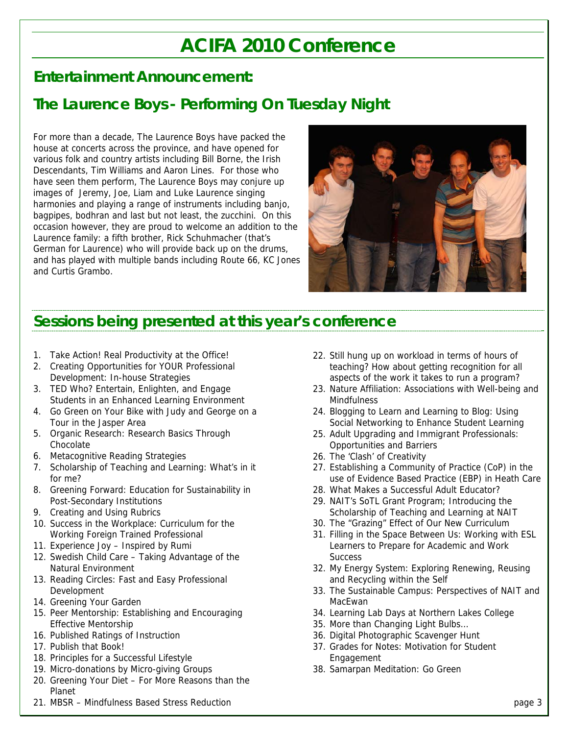# ACIFA 2010 Conference

## Entertainment Announcement:

## The Laurence Boys - Performing On Tuesday Night

For more than a decade, The Laurence Boys have packed the house at concerts across the province, and have opened for various folk and country artists including Bill Borne, the Irish Descendants, Tim Williams and Aaron Lines. For those who have seen them perform, The Laurence Boys may conjure up images of Jeremy, Joe, Liam and Luke Laurence singing harmonies and playing a range of instruments including banjo, bagpipes, bodhran and last but not least, the zucchini. On this occasion however, they are proud to welcome an addition to the Laurence family: a fifth brother, Rick Schuhmacher (that's German for Laurence) who will provide back up on the drums, and has played with multiple bands including Route 66, KC Jones and Curtis Grambo.

## Sessions being presented at this year's conference

1. Take Action! Real Productivity at the Office!
2. Creating Opportunities for YOUR Professional Development: In-house Strategies
3. TED Who? Entertain, Enlighten, and Engage Students in an Enhanced Learning Environment
4. Go Green on Your Bike with Judy and George on a Tour in the Jasper Area
5. Organic Research: Research Basics Through Chocolate
6. Metacognitive Reading Strategies
7. Scholarship of Teaching and Learning: What's in it for me?
8. Greening Forward: Education for Sustainability in Post-Secondary Institutions
9. Creating and Using Rubrics
10. Success in the Workplace: Curriculum for the Working Foreign Trained Professional
11. Experience Joy – Inspired by Rumi
12. Swedish Child Care – Taking Advantage of the Natural Environment
13. Reading Circles: Fast and Easy Professional Development
14. Greening Your Garden
15. Peer Mentorship: Establishing and Encouraging Effective Mentorship
16. Published Ratings of Instruction
17. Publish that Book!
18. Principles for a Successful Lifestyle
19. Micro-donations by Micro-giving Groups
20. Greening Your Diet – For More Reasons than the Planet
21. MBSR – Mindfulness Based Stress Reduction
22. Still hung up on workload in terms of hours of teaching? How about getting recognition for all aspects of the work it takes to run a program?
23. Nature Affiliation: Associations with Well-being and Mindfulness
24. Blogging to Learn and Learning to Blog: Using Social Networking to Enhance Student Learning
25. Adult Upgrading and Immigrant Professionals: Opportunities and Barriers
26. The 'Clash' of Creativity
27. Establishing a Community of Practice (CoP) in the use of Evidence Based Practice (EBP) in Heath Care
28. What Makes a Successful Adult Educator?
29. NAIT's SoTL Grant Program; Introducing the Scholarship of Teaching and Learning at NAIT
30. The "Grazing" Effect of Our New Curriculum
31. Filling in the Space Between Us: Working with ESL Learners to Prepare for Academic and Work Success
32. My Energy System: Exploring Renewing, Reusing and Recycling within the Self
33. The Sustainable Campus: Perspectives of NAIT and MacEwan
34. Learning Lab Days at Northern Lakes College
35. More than Changing Light Bulbs…
36. Digital Photographic Scavenger Hunt
37. Grades for Notes: Motivation for Student Engagement
38. Samarpan Meditation: Go Green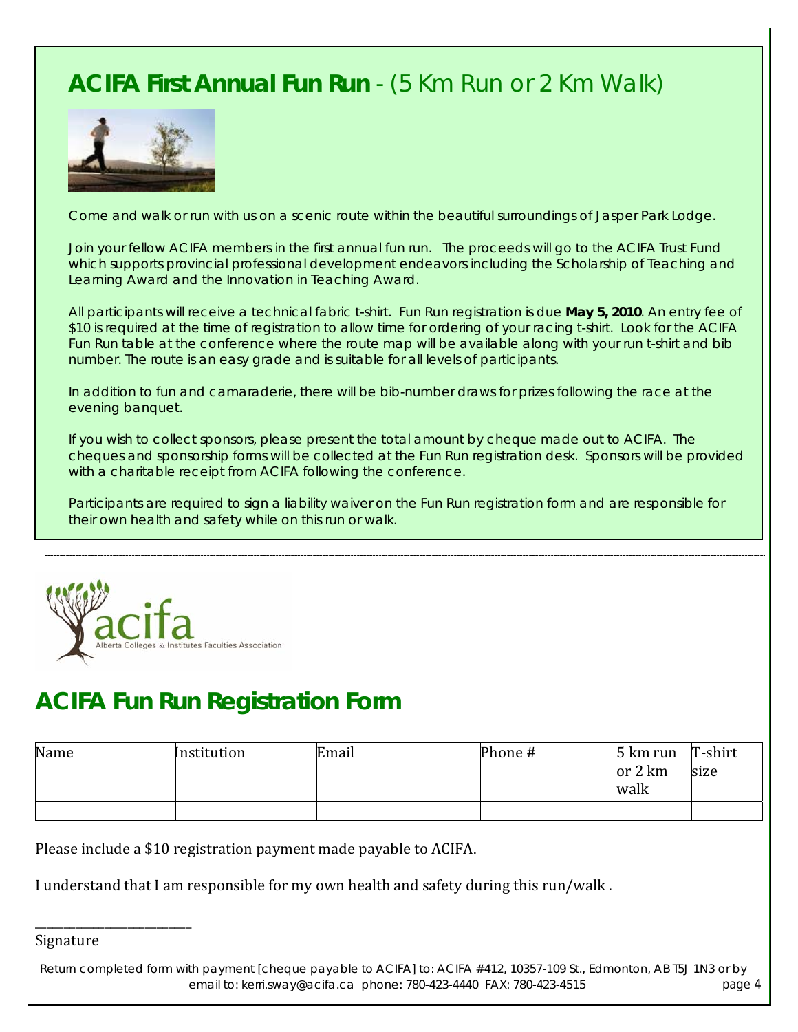## **ACIFA First Annual Fun Run** - (5 Km Run or 2 Km Walk)

Come and walk or run with us on a scenic route within the beautiful surroundings of Jasper Park Lodge.

Join your fellow ACIFA members in the first annual fun run. The proceeds will go to the ACIFA Trust Fund which supports provincial professional development endeavors including the Scholarship of Teaching and Learning Award and the Innovation in Teaching Award.

All participants will receive a technical fabric t-shirt. Fun Run registration is due **May 5, 2010**. An entry fee of $10 is required at the time of registration to allow time for ordering of your racing t-shirt. Look for the ACIFA Fun Run table at the conference where the route map will be available along with your run t-shirt and bib number. The route is an easy grade and is suitable for all levels of participants.

In addition to fun and camaraderie, there will be bib-number draws for prizes following the race at the evening banquet.

If you wish to collect sponsors, please present the total amount by cheque made out to ACIFA. The cheques and sponsorship forms will be collected at the Fun Run registration desk. Sponsors will be provided with a charitable receipt from ACIFA following the conference.

Participants are required to sign a liability waiver on the Fun Run registration form and are responsible for their own health and safety while on this run or walk.

---

acifa
Alberta Colleges & Institutes Faculties Association

## **ACIFA Fun Run Registration Form**

| Name | Institution | Email | Phone # | 5 km run or 2 km walk | T-shirt size |
|---|---|---|---|---|---|
| | | | | | |

Please include a $10 registration payment made payable to ACIFA.

I understand that I am responsible for my own health and safety during this run/walk .

\_\_\_\_\_\_\_\_\_\_\_\_\_\_\_\_\_\_\_\_\_\_\_\_\_\_
Signature

Return completed form with payment [cheque payable to ACIFA] to: ACIFA #412, 10357-109 St., Edmonton, AB T5J 1N3 or by email to: kerri.sway@acifa.ca phone: 780-423-4440 FAX: 780-423-4515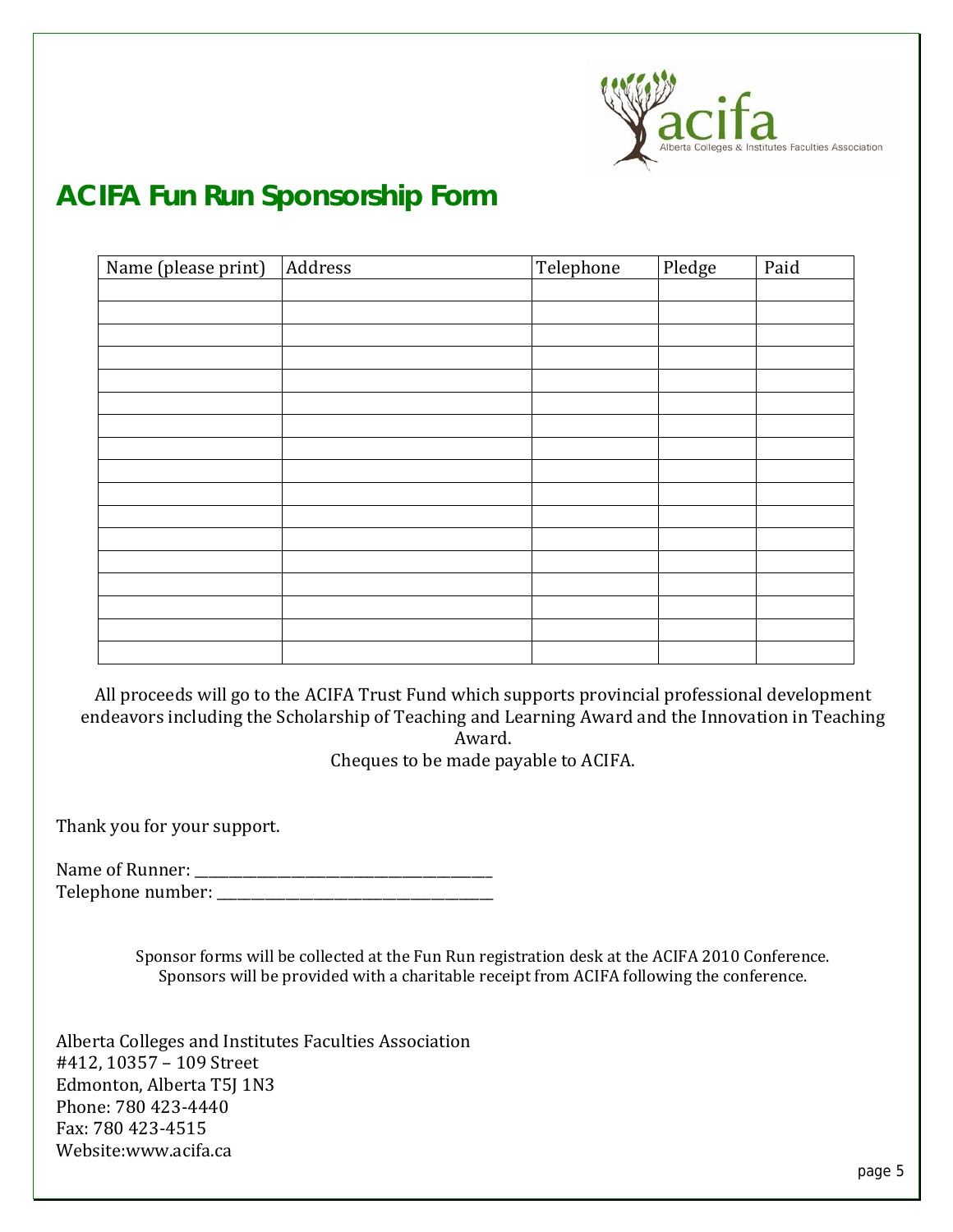# ACIFA Fun Run Sponsorship Form

| Name (please print) | Address | Telephone | Pledge | Paid |
|---|---|---|---|---|
| | | | | |
| | | | | |
| | | | | |
| | | | | |
| | | | | |
| | | | | |
| | | | | |
| | | | | |
| | | | | |
| | | | | |
| | | | | |
| | | | | |
| | | | | |
| | | | | |
| | | | | |
| | | | | |
| | | | | |

All proceeds will go to the ACIFA Trust Fund which supports provincial professional development endeavors including the Scholarship of Teaching and Learning Award and the Innovation in Teaching Award.

Cheques to be made payable to ACIFA.

Thank you for your support.

Name of Runner: ________________________________________
Telephone number: ____________________________________

Sponsor forms will be collected at the Fun Run registration desk at the ACIFA 2010 Conference.
Sponsors will be provided with a charitable receipt from ACIFA following the conference.

Alberta Colleges and Institutes Faculties Association
#412, 10357 – 109 Street
Edmonton, Alberta T5J 1N3
Phone: 780 423-4440
Fax: 780 423-4515
Website:www.acifa.ca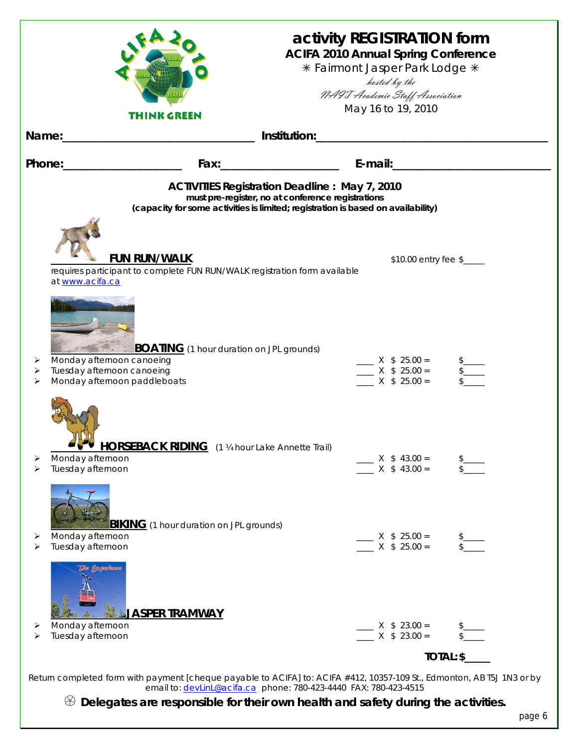ACIFA 2010

THINK GREEN

# activity REGISTRATION form

## ACIFA 2010 Annual Spring Conference

✳ Fairmont Jasper Park Lodge ✳

*hosted by the*

*NAIT Academic Staff Association*

May 16 to 19, 2010

**Name:**_______________________________ **Institution:**_____________________________________

**Phone:**___________________ **Fax:**___________________ **E-mail:**__________________________

**ACTIVITIES Registration Deadline : May 7, 2010**

**must pre-register, no at conference registrations**

**(capacity for some activities is limited; registration is based on availability)**

**FUN RUN/WALK** — $10.00 entry fee $_____

requires participant to complete FUN RUN/WALK registration form available at www.acifa.ca

**BOATING** (1 hour duration on JPL grounds)

- Monday afternoon canoeing ____ X $ 25.00 = $_____
- Tuesday afternoon canoeing ____ X $ 25.00 = $_____
- Monday afternoon paddleboats ____ X $ 25.00 = $_____

**HORSEBACK RIDING** (1 ¼ hour Lake Annette Trail)

- Monday afternoon ____ X $ 43.00 = $_____
- Tuesday afternoon ____ X $ 43.00 = $_____

**BIKING** (1 hour duration on JPL grounds)

- Monday afternoon ____ X $ 25.00 = $_____
- Tuesday afternoon ____ X $ 25.00 = $_____

**JASPER TRAMWAY**

- Monday afternoon ____ X $ 23.00 = $_____
- Tuesday afternoon ____ X $ 23.00 = $_____

**TOTAL: $_____**

Return completed form with payment [cheque payable to ACIFA] to: ACIFA #412, 10357-109 St., Edmonton, AB T5J 1N3 or by email to: devLinL@acifa.ca phone: 780-423-4440 FAX: 780-423-4515

**Delegates are responsible for their own health and safety during the activities.**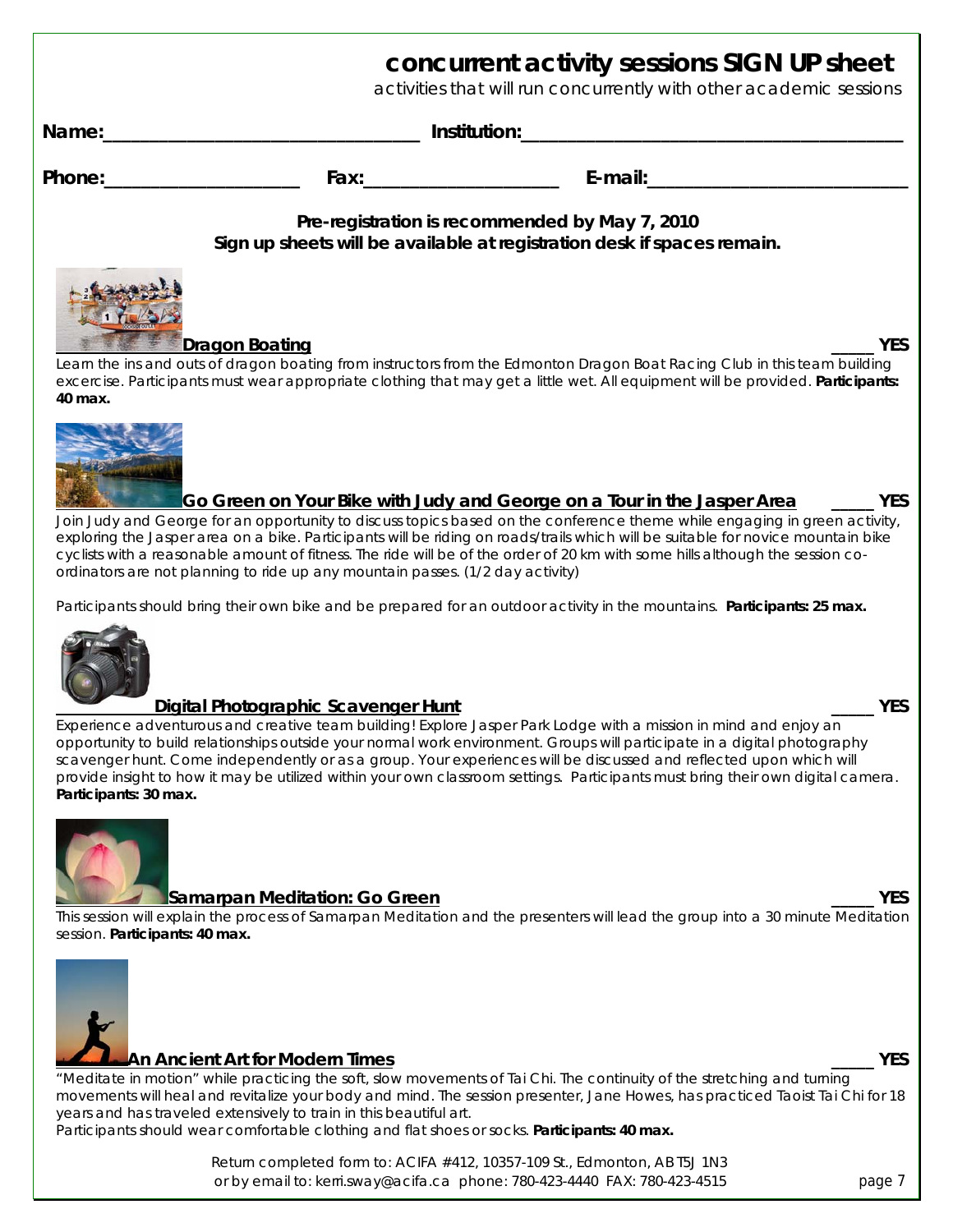# concurrent activity sessions SIGN UP sheet

activities that will run concurrently with other academic sessions

**Name:**_________________________________ **Institution:**______________________________________

**Phone:**____________________ **Fax:**____________________ **E-mail:**__________________________

**Pre-registration is recommended by May 7, 2010**
**Sign up sheets will be available at registration desk if spaces remain.**

### Dragon Boating _____ YES

Learn the ins and outs of dragon boating from instructors from the Edmonton Dragon Boat Racing Club in this team building excercise. Participants must wear appropriate clothing that may get a little wet. All equipment will be provided. **Participants: 40 max.**

### Go Green on Your Bike with Judy and George on a Tour in the Jasper Area _____ YES

Join Judy and George for an opportunity to discuss topics based on the conference theme while engaging in green activity, exploring the Jasper area on a bike. Participants will be riding on roads/trails which will be suitable for novice mountain bike cyclists with a reasonable amount of fitness. The ride will be of the order of 20 km with some hills although the session co-ordinators are not planning to ride up any mountain passes. (1/2 day activity)

Participants should bring their own bike and be prepared for an outdoor activity in the mountains. **Participants: 25 max.**

### Digital Photographic Scavenger Hunt _____ YES

Experience adventurous and creative team building! Explore Jasper Park Lodge with a mission in mind and enjoy an opportunity to build relationships outside your normal work environment. Groups will participate in a digital photography scavenger hunt. Come independently or as a group. Your experiences will be discussed and reflected upon which will provide insight to how it may be utilized within your own classroom settings. Participants must bring their own digital camera. **Participants: 30 max.**

### Samarpan Meditation: Go Green _____ YES

This session will explain the process of Samarpan Meditation and the presenters will lead the group into a 30 minute Meditation session. **Participants: 40 max.**

### An Ancient Art for Modern Times _____ YES

"Meditate in motion" while practicing the soft, slow movements of Tai Chi. The continuity of the stretching and turning movements will heal and revitalize your body and mind. The session presenter, Jane Howes, has practiced Taoist Tai Chi for 18 years and has traveled extensively to train in this beautiful art.
Participants should wear comfortable clothing and flat shoes or socks. **Participants: 40 max.**

Return completed form to: ACIFA #412, 10357-109 St., Edmonton, AB T5J 1N3
or by email to: kerri.sway@acifa.ca phone: 780-423-4440 FAX: 780-423-4515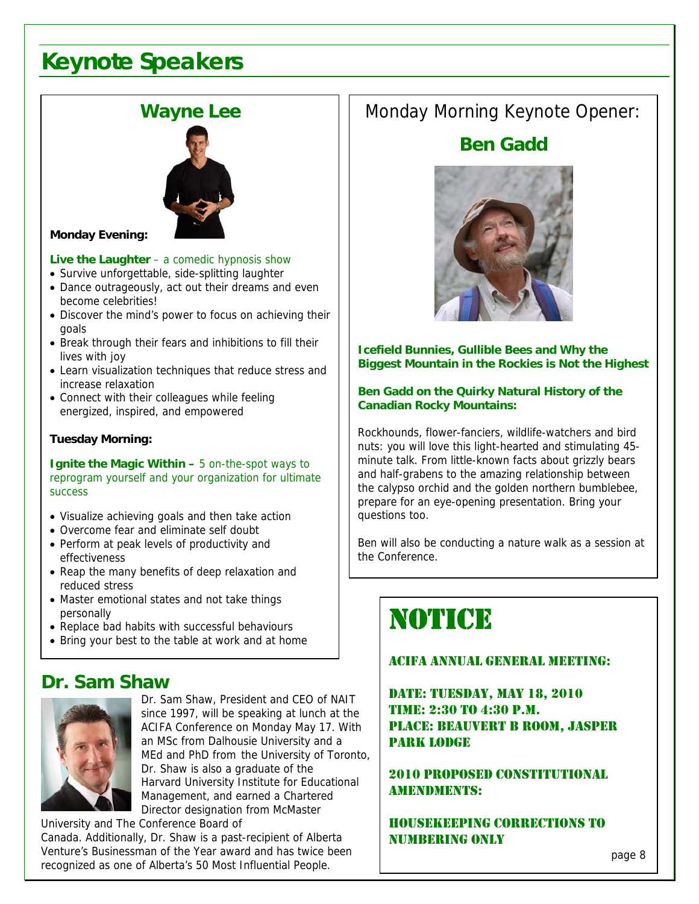# Keynote Speakers

## Wayne Lee

**Monday Evening:**

**Live the Laughter** – a comedic hypnosis show

- Survive unforgettable, side-splitting laughter
- Dance outrageously, act out their dreams and even become celebrities!
- Discover the mind's power to focus on achieving their goals
- Break through their fears and inhibitions to fill their lives with joy
- Learn visualization techniques that reduce stress and increase relaxation
- Connect with their colleagues while feeling energized, inspired, and empowered

**Tuesday Morning:**

**Ignite the Magic Within –** 5 on-the-spot ways to reprogram yourself and your organization for ultimate success

- Visualize achieving goals and then take action
- Overcome fear and eliminate self doubt
- Perform at peak levels of productivity and effectiveness
- Reap the many benefits of deep relaxation and reduced stress
- Master emotional states and not take things personally
- Replace bad habits with successful behaviours
- Bring your best to the table at work and at home

## Dr. Sam Shaw

Dr. Sam Shaw, President and CEO of NAIT since 1997, will be speaking at lunch at the ACIFA Conference on Monday May 17. With an MSc from Dalhousie University and a MEd and PhD from the University of Toronto, Dr. Shaw is also a graduate of the Harvard University Institute for Educational Management, and earned a Chartered Director designation from McMaster University and The Conference Board of Canada. Additionally, Dr. Shaw is a past-recipient of Alberta Venture's Businessman of the Year award and has twice been recognized as one of Alberta's 50 Most Influential People.

Monday Morning Keynote Opener:

## Ben Gadd

**Icefield Bunnies, Gullible Bees and Why the Biggest Mountain in the Rockies is Not the Highest**

**Ben Gadd on the Quirky Natural History of the Canadian Rocky Mountains:**

Rockhounds, flower-fanciers, wildlife-watchers and bird nuts: you will love this light-hearted and stimulating 45-minute talk. From little-known facts about grizzly bears and half-grabens to the amazing relationship between the calypso orchid and the golden northern bumblebee, prepare for an eye-opening presentation. Bring your questions too.

Ben will also be conducting a nature walk as a session at the Conference.

# NOTICE

ACIFA ANNUAL GENERAL MEETING:

DATE: TUESDAY, MAY 18, 2010
TIME: 2:30 TO 4:30 P.M.
PLACE: BEAUVERT B ROOM, JASPER PARK LODGE

2010 PROPOSED CONSTITUTIONAL AMENDMENTS:

HOUSEKEEPING CORRECTIONS TO NUMBERING ONLY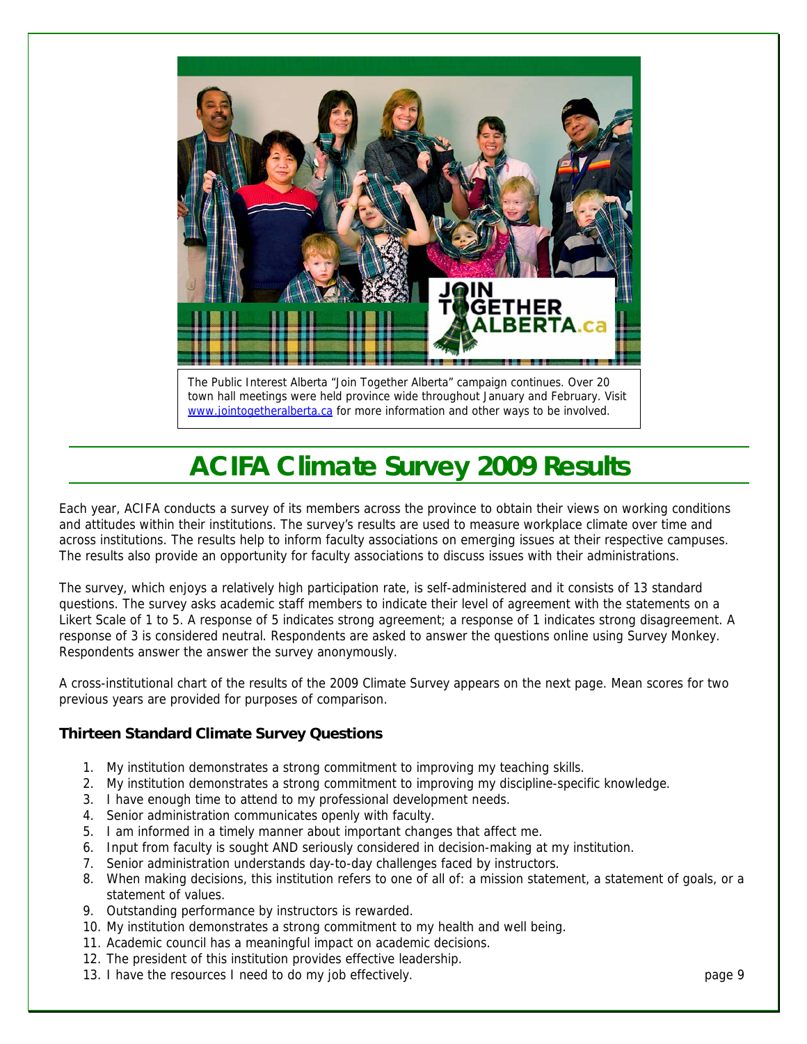The Public Interest Alberta "Join Together Alberta" campaign continues. Over 20 town hall meetings were held province wide throughout January and February. Visit [www.jointogetheralberta.ca](http://www.jointogetheralberta.ca) for more information and other ways to be involved.

# ACIFA Climate Survey 2009 Results

Each year, ACIFA conducts a survey of its members across the province to obtain their views on working conditions and attitudes within their institutions. The survey's results are used to measure workplace climate over time and across institutions. The results help to inform faculty associations on emerging issues at their respective campuses. The results also provide an opportunity for faculty associations to discuss issues with their administrations.

The survey, which enjoys a relatively high participation rate, is self-administered and it consists of 13 standard questions. The survey asks academic staff members to indicate their level of agreement with the statements on a Likert Scale of 1 to 5. A response of 5 indicates strong agreement; a response of 1 indicates strong disagreement. A response of 3 is considered neutral. Respondents are asked to answer the questions online using Survey Monkey. Respondents answer the answer the survey anonymously.

A cross-institutional chart of the results of the 2009 Climate Survey appears on the next page. Mean scores for two previous years are provided for purposes of comparison.

### Thirteen Standard Climate Survey Questions

1. My institution demonstrates a strong commitment to improving my teaching skills.
2. My institution demonstrates a strong commitment to improving my discipline-specific knowledge.
3. I have enough time to attend to my professional development needs.
4. Senior administration communicates openly with faculty.
5. I am informed in a timely manner about important changes that affect me.
6. Input from faculty is sought AND seriously considered in decision-making at my institution.
7. Senior administration understands day-to-day challenges faced by instructors.
8. When making decisions, this institution refers to one of all of: a mission statement, a statement of goals, or a statement of values.
9. Outstanding performance by instructors is rewarded.
10. My institution demonstrates a strong commitment to my health and well being.
11. Academic council has a meaningful impact on academic decisions.
12. The president of this institution provides effective leadership.
13. I have the resources I need to do my job effectively.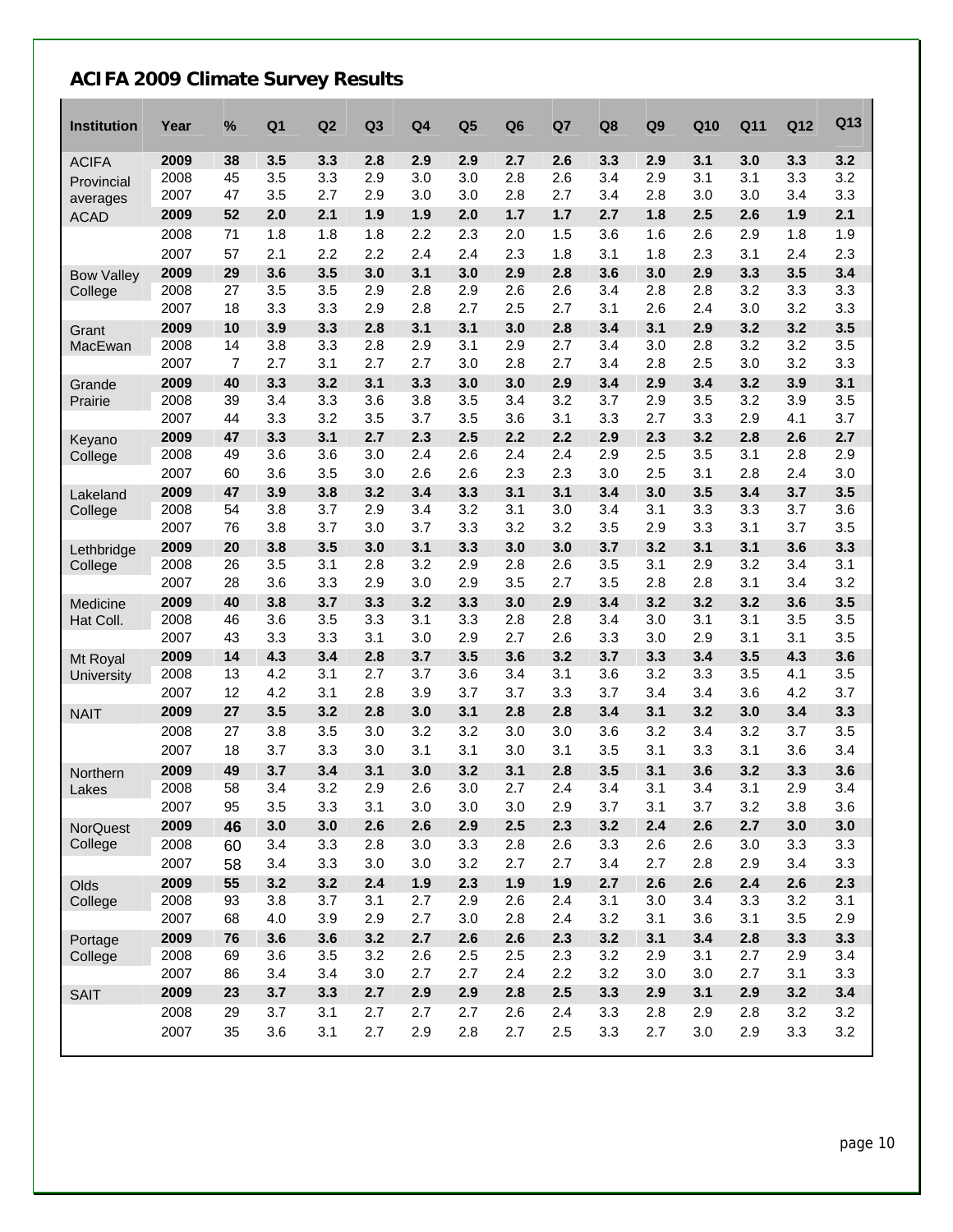## ACIFA 2009 Climate Survey Results

| Institution | Year | % | Q1 | Q2 | Q3 | Q4 | Q5 | Q6 | Q7 | Q8 | Q9 | Q10 | Q11 | Q12 | Q13 |
|---|---|---|---|---|---|---|---|---|---|---|---|---|---|---|---|
| ACIFA Provincial averages | **2009** | **38** | **3.5** | **3.3** | **2.8** | **2.9** | **2.9** | **2.7** | **2.6** | **3.3** | **2.9** | **3.1** | **3.0** | **3.3** | **3.2** |
| | 2008 | 45 | 3.5 | 3.3 | 2.9 | 3.0 | 3.0 | 2.8 | 2.6 | 3.4 | 2.9 | 3.1 | 3.1 | 3.3 | 3.2 |
| | 2007 | 47 | 3.5 | 2.7 | 2.9 | 3.0 | 3.0 | 2.8 | 2.7 | 3.4 | 2.8 | 3.0 | 3.0 | 3.4 | 3.3 |
| ACAD | **2009** | **52** | **2.0** | **2.1** | **1.9** | **1.9** | **2.0** | **1.7** | **1.7** | **2.7** | **1.8** | **2.5** | **2.6** | **1.9** | **2.1** |
| | 2008 | 71 | 1.8 | 1.8 | 1.8 | 2.2 | 2.3 | 2.0 | 1.5 | 3.6 | 1.6 | 2.6 | 2.9 | 1.8 | 1.9 |
| | 2007 | 57 | 2.1 | 2.2 | 2.2 | 2.4 | 2.4 | 2.3 | 1.8 | 3.1 | 1.8 | 2.3 | 3.1 | 2.4 | 2.3 |
| Bow Valley College | **2009** | **29** | **3.6** | **3.5** | **3.0** | **3.1** | **3.0** | **2.9** | **2.8** | **3.6** | **3.0** | **2.9** | **3.3** | **3.5** | **3.4** |
| | 2008 | 27 | 3.5 | 3.5 | 2.9 | 2.8 | 2.9 | 2.6 | 2.6 | 3.4 | 2.8 | 2.8 | 3.2 | 3.3 | 3.3 |
| | 2007 | 18 | 3.3 | 3.3 | 2.9 | 2.8 | 2.7 | 2.5 | 2.7 | 3.1 | 2.6 | 2.4 | 3.0 | 3.2 | 3.3 |
| Grant MacEwan | **2009** | **10** | **3.9** | **3.3** | **2.8** | **3.1** | **3.1** | **3.0** | **2.8** | **3.4** | **3.1** | **2.9** | **3.2** | **3.2** | **3.5** |
| | 2008 | 14 | 3.8 | 3.3 | 2.8 | 2.9 | 3.1 | 2.9 | 2.7 | 3.4 | 3.0 | 2.8 | 3.2 | 3.2 | 3.5 |
| | 2007 | 7 | 2.7 | 3.1 | 2.7 | 2.7 | 3.0 | 2.8 | 2.7 | 3.4 | 2.8 | 2.5 | 3.0 | 3.2 | 3.3 |
| Grande Prairie | **2009** | **40** | **3.3** | **3.2** | **3.1** | **3.3** | **3.0** | **3.0** | **2.9** | **3.4** | **2.9** | **3.4** | **3.2** | **3.9** | **3.1** |
| | 2008 | 39 | 3.4 | 3.3 | 3.6 | 3.8 | 3.5 | 3.4 | 3.2 | 3.7 | 2.9 | 3.5 | 3.2 | 3.9 | 3.5 |
| | 2007 | 44 | 3.3 | 3.2 | 3.5 | 3.7 | 3.5 | 3.6 | 3.1 | 3.3 | 2.7 | 3.3 | 2.9 | 4.1 | 3.7 |
| Keyano College | **2009** | **47** | **3.3** | **3.1** | **2.7** | **2.3** | **2.5** | **2.2** | **2.2** | **2.9** | **2.3** | **3.2** | **2.8** | **2.6** | **2.7** |
| | 2008 | 49 | 3.6 | 3.6 | 3.0 | 2.4 | 2.6 | 2.4 | 2.4 | 2.9 | 2.5 | 3.5 | 3.1 | 2.8 | 2.9 |
| | 2007 | 60 | 3.6 | 3.5 | 3.0 | 2.6 | 2.6 | 2.3 | 2.3 | 3.0 | 2.5 | 3.1 | 2.8 | 2.4 | 3.0 |
| Lakeland College | **2009** | **47** | **3.9** | **3.8** | **3.2** | **3.4** | **3.3** | **3.1** | **3.1** | **3.4** | **3.0** | **3.5** | **3.4** | **3.7** | **3.5** |
| | 2008 | 54 | 3.8 | 3.7 | 2.9 | 3.4 | 3.2 | 3.1 | 3.0 | 3.4 | 3.1 | 3.3 | 3.3 | 3.7 | 3.6 |
| | 2007 | 76 | 3.8 | 3.7 | 3.0 | 3.7 | 3.3 | 3.2 | 3.2 | 3.5 | 2.9 | 3.3 | 3.1 | 3.7 | 3.5 |
| Lethbridge College | **2009** | **20** | **3.8** | **3.5** | **3.0** | **3.1** | **3.3** | **3.0** | **3.0** | **3.7** | **3.2** | **3.1** | **3.1** | **3.6** | **3.3** |
| | 2008 | 26 | 3.5 | 3.1 | 2.8 | 3.2 | 2.9 | 2.8 | 2.6 | 3.5 | 3.1 | 2.9 | 3.2 | 3.4 | 3.1 |
| | 2007 | 28 | 3.6 | 3.3 | 2.9 | 3.0 | 2.9 | 3.5 | 2.7 | 3.5 | 2.8 | 2.8 | 3.1 | 3.4 | 3.2 |
| Medicine Hat Coll. | **2009** | **40** | **3.8** | **3.7** | **3.3** | **3.2** | **3.3** | **3.0** | **2.9** | **3.4** | **3.2** | **3.2** | **3.2** | **3.6** | **3.5** |
| | 2008 | 46 | 3.6 | 3.5 | 3.3 | 3.1 | 3.3 | 2.8 | 2.8 | 3.4 | 3.0 | 3.1 | 3.1 | 3.5 | 3.5 |
| | 2007 | 43 | 3.3 | 3.3 | 3.1 | 3.0 | 2.9 | 2.7 | 2.6 | 3.3 | 3.0 | 2.9 | 3.1 | 3.1 | 3.5 |
| Mt Royal University | **2009** | **14** | **4.3** | **3.4** | **2.8** | **3.7** | **3.5** | **3.6** | **3.2** | **3.7** | **3.3** | **3.4** | **3.5** | **4.3** | **3.6** |
| | 2008 | 13 | 4.2 | 3.1 | 2.7 | 3.7 | 3.6 | 3.4 | 3.1 | 3.6 | 3.2 | 3.3 | 3.5 | 4.1 | 3.5 |
| | 2007 | 12 | 4.2 | 3.1 | 2.8 | 3.9 | 3.7 | 3.7 | 3.3 | 3.7 | 3.4 | 3.4 | 3.6 | 4.2 | 3.7 |
| NAIT | **2009** | **27** | **3.5** | **3.2** | **2.8** | **3.0** | **3.1** | **2.8** | **2.8** | **3.4** | **3.1** | **3.2** | **3.0** | **3.4** | **3.3** |
| | 2008 | 27 | 3.8 | 3.5 | 3.0 | 3.2 | 3.2 | 3.0 | 3.0 | 3.6 | 3.2 | 3.4 | 3.2 | 3.7 | 3.5 |
| | 2007 | 18 | 3.7 | 3.3 | 3.0 | 3.1 | 3.1 | 3.0 | 3.1 | 3.5 | 3.1 | 3.3 | 3.1 | 3.6 | 3.4 |
| Northern Lakes | **2009** | **49** | **3.7** | **3.4** | **3.1** | **3.0** | **3.2** | **3.1** | **2.8** | **3.5** | **3.1** | **3.6** | **3.2** | **3.3** | **3.6** |
| | 2008 | 58 | 3.4 | 3.2 | 2.9 | 2.6 | 3.0 | 2.7 | 2.4 | 3.4 | 3.1 | 3.4 | 3.1 | 2.9 | 3.4 |
| | 2007 | 95 | 3.5 | 3.3 | 3.1 | 3.0 | 3.0 | 3.0 | 2.9 | 3.7 | 3.1 | 3.7 | 3.2 | 3.8 | 3.6 |
| NorQuest College | **2009** | 46 | **3.0** | **3.0** | **2.6** | **2.6** | **2.9** | **2.5** | **2.3** | **3.2** | **2.4** | **2.6** | **2.7** | **3.0** | **3.0** |
| | 2008 | 60 | 3.4 | 3.3 | 2.8 | 3.0 | 3.3 | 2.8 | 2.6 | 3.3 | 2.6 | 2.6 | 3.0 | 3.3 | 3.3 |
| | 2007 | 58 | 3.4 | 3.3 | 3.0 | 3.0 | 3.2 | 2.7 | 2.7 | 3.4 | 2.7 | 2.8 | 2.9 | 3.4 | 3.3 |
| Olds College | **2009** | **55** | **3.2** | **3.2** | **2.4** | **1.9** | **2.3** | **1.9** | **1.9** | **2.7** | **2.6** | **2.6** | **2.4** | **2.6** | **2.3** |
| | 2008 | 93 | 3.8 | 3.7 | 3.1 | 2.7 | 2.9 | 2.6 | 2.4 | 3.1 | 3.0 | 3.4 | 3.3 | 3.2 | 3.1 |
| | 2007 | 68 | 4.0 | 3.9 | 2.9 | 2.7 | 3.0 | 2.8 | 2.4 | 3.2 | 3.1 | 3.6 | 3.1 | 3.5 | 2.9 |
| Portage College | **2009** | **76** | **3.6** | **3.6** | **3.2** | **2.7** | **2.6** | **2.6** | **2.3** | **3.2** | **3.1** | **3.4** | **2.8** | **3.3** | **3.3** |
| | 2008 | 69 | 3.6 | 3.5 | 3.2 | 2.6 | 2.5 | 2.5 | 2.3 | 3.2 | 2.9 | 3.1 | 2.7 | 2.9 | 3.4 |
| | 2007 | 86 | 3.4 | 3.4 | 3.0 | 2.7 | 2.7 | 2.4 | 2.2 | 3.2 | 3.0 | 3.0 | 2.7 | 3.1 | 3.3 |
| SAIT | **2009** | **23** | **3.7** | **3.3** | **2.7** | **2.9** | **2.9** | **2.8** | **2.5** | **3.3** | **2.9** | **3.1** | **2.9** | **3.2** | **3.4** |
| | 2008 | 29 | 3.7 | 3.1 | 2.7 | 2.7 | 2.7 | 2.6 | 2.4 | 3.3 | 2.8 | 2.9 | 2.8 | 3.2 | 3.2 |
| | 2007 | 35 | 3.6 | 3.1 | 2.7 | 2.9 | 2.8 | 2.7 | 2.5 | 3.3 | 2.7 | 3.0 | 2.9 | 3.3 | 3.2 |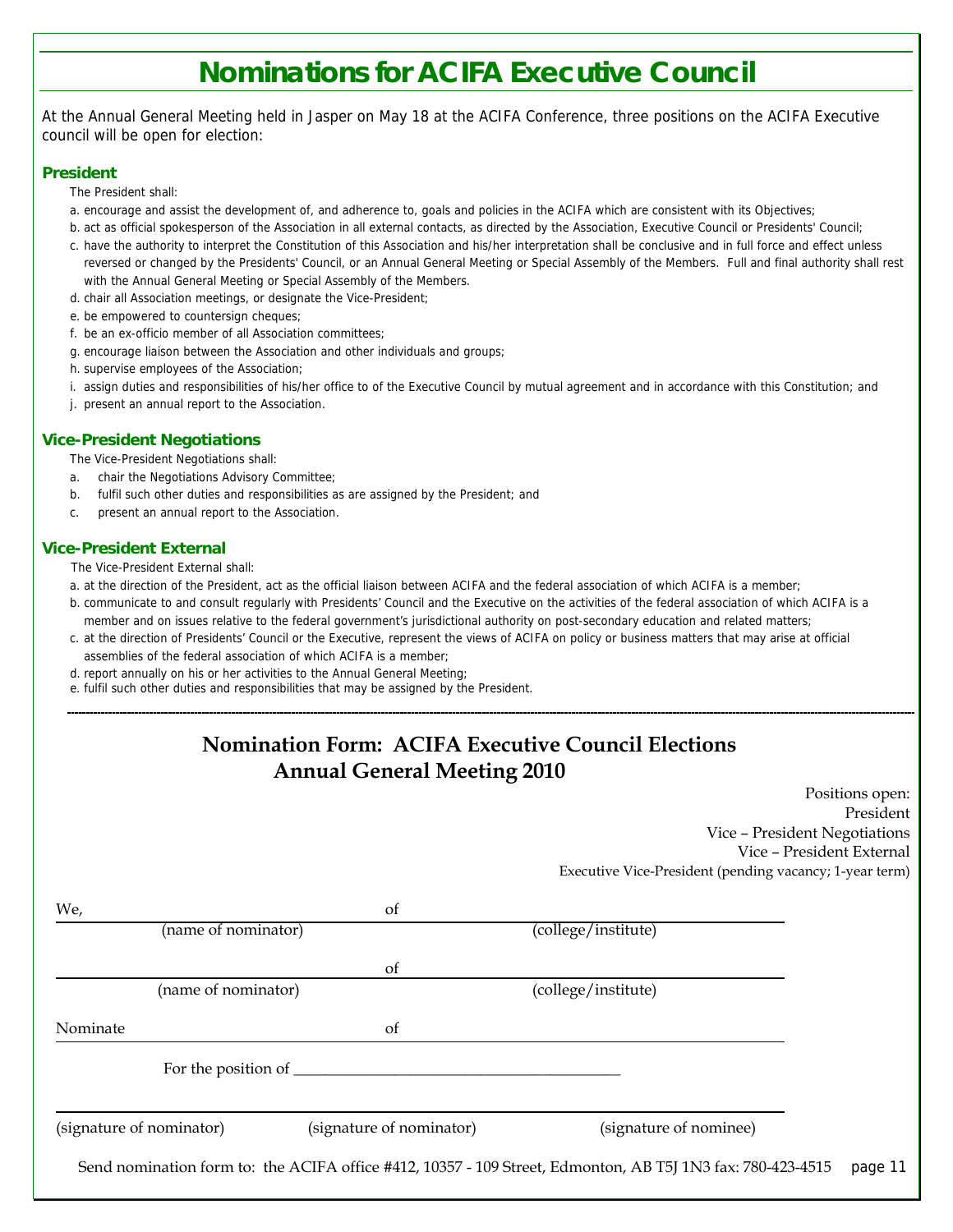# Nominations for ACIFA Executive Council

At the Annual General Meeting held in Jasper on May 18 at the ACIFA Conference, three positions on the ACIFA Executive council will be open for election:

### President

The President shall:

a. encourage and assist the development of, and adherence to, goals and policies in the ACIFA which are consistent with its Objectives;
b. act as official spokesperson of the Association in all external contacts, as directed by the Association, Executive Council or Presidents' Council;
c. have the authority to interpret the Constitution of this Association and his/her interpretation shall be conclusive and in full force and effect unless reversed or changed by the Presidents' Council, or an Annual General Meeting or Special Assembly of the Members. Full and final authority shall rest with the Annual General Meeting or Special Assembly of the Members.
d. chair all Association meetings, or designate the Vice-President;
e. be empowered to countersign cheques;
f. be an ex-officio member of all Association committees;
g. encourage liaison between the Association and other individuals and groups;
h. supervise employees of the Association;
i. assign duties and responsibilities of his/her office to of the Executive Council by mutual agreement and in accordance with this Constitution; and
j. present an annual report to the Association.

### Vice-President Negotiations

The Vice-President Negotiations shall:

a. chair the Negotiations Advisory Committee;
b. fulfil such other duties and responsibilities as are assigned by the President; and
c. present an annual report to the Association.

### Vice-President External

The Vice-President External shall:

a. at the direction of the President, act as the official liaison between ACIFA and the federal association of which ACIFA is a member;
b. communicate to and consult regularly with Presidents' Council and the Executive on the activities of the federal association of which ACIFA is a member and on issues relative to the federal government's jurisdictional authority on post-secondary education and related matters;
c. at the direction of Presidents' Council or the Executive, represent the views of ACIFA on policy or business matters that may arise at official assemblies of the federal association of which ACIFA is a member;
d. report annually on his or her activities to the Annual General Meeting;
e. fulfil such other duties and responsibilities that may be assigned by the President.

---

## Nomination Form: ACIFA Executive Council Elections
## Annual General Meeting 2010

Positions open:
President
Vice – President Negotiations
Vice – President External
Executive Vice-President (pending vacancy; 1-year term)

We, ______________________ of ______________________
(name of nominator) (college/institute)

______________________ of ______________________
(name of nominator) (college/institute)

Nominate ______________________ of ______________________

For the position of ___________________________________________

______________________ ______________________ ______________________
(signature of nominator) (signature of nominator) (signature of nominee)

Send nomination form to: the ACIFA office #412, 10357 - 109 Street, Edmonton, AB T5J 1N3 fax: 780-423-4515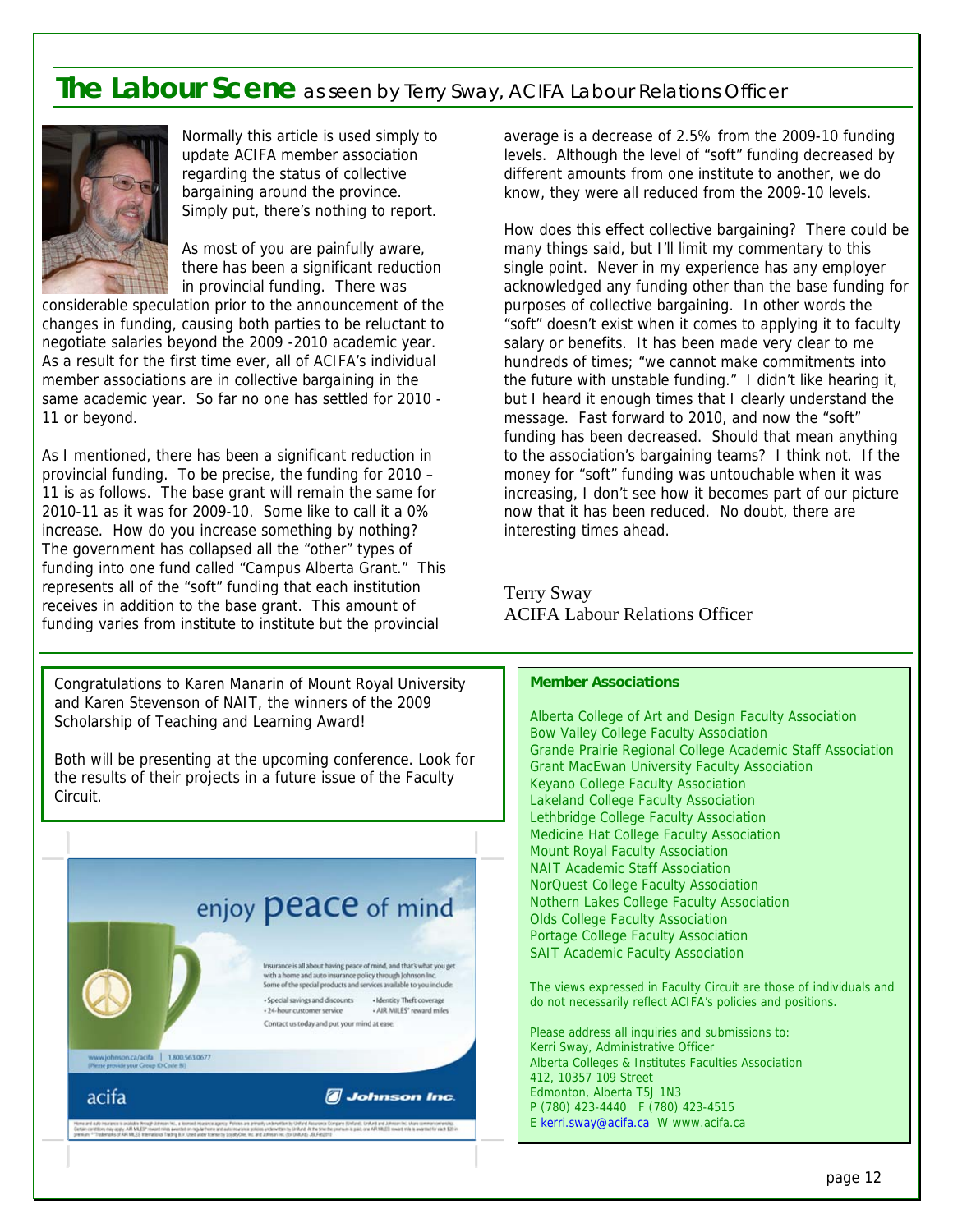## The Labour Scene *as seen by Terry Sway, ACIFA Labour Relations Officer*

Normally this article is used simply to update ACIFA member association regarding the status of collective bargaining around the province. Simply put, there's nothing to report.

As most of you are painfully aware, there has been a significant reduction in provincial funding. There was considerable speculation prior to the announcement of the changes in funding, causing both parties to be reluctant to negotiate salaries beyond the 2009 -2010 academic year. As a result for the first time ever, all of ACIFA's individual member associations are in collective bargaining in the same academic year. So far no one has settled for 2010 - 11 or beyond.

As I mentioned, there has been a significant reduction in provincial funding. To be precise, the funding for 2010 – 11 is as follows. The base grant will remain the same for 2010-11 as it was for 2009-10. Some like to call it a 0% increase. How do you increase something by nothing? The government has collapsed all the "other" types of funding into one fund called "Campus Alberta Grant." This represents all of the "soft" funding that each institution receives in addition to the base grant. This amount of funding varies from institute to institute but the provincial average is a decrease of 2.5% from the 2009-10 funding levels. Although the level of "soft" funding decreased by different amounts from one institute to another, we do know, they were all reduced from the 2009-10 levels.

How does this effect collective bargaining? There could be many things said, but I'll limit my commentary to this single point. Never in my experience has any employer acknowledged any funding other than the base funding for purposes of collective bargaining. In other words the "soft" doesn't exist when it comes to applying it to faculty salary or benefits. It has been made very clear to me hundreds of times; "we cannot make commitments into the future with unstable funding." I didn't like hearing it, but I heard it enough times that I clearly understand the message. Fast forward to 2010, and now the "soft" funding has been decreased. Should that mean anything to the association's bargaining teams? I think not. If the money for "soft" funding was untouchable when it was increasing, I don't see how it becomes part of our picture now that it has been reduced. No doubt, there are interesting times ahead.

Terry Sway
ACIFA Labour Relations Officer

---

Congratulations to Karen Manarin of Mount Royal University and Karen Stevenson of NAIT, the winners of the 2009 Scholarship of Teaching and Learning Award!

Both will be presenting at the upcoming conference. Look for the results of their projects in a future issue of the Faculty Circuit.

---

**Member Associations**

Alberta College of Art and Design Faculty Association
Bow Valley College Faculty Association
Grande Prairie Regional College Academic Staff Association
Grant MacEwan University Faculty Association
Keyano College Faculty Association
Lakeland College Faculty Association
Lethbridge College Faculty Association
Medicine Hat College Faculty Association
Mount Royal Faculty Association
NAIT Academic Staff Association
NorQuest College Faculty Association
Nothern Lakes College Faculty Association
Olds College Faculty Association
Portage College Faculty Association
SAIT Academic Faculty Association

The views expressed in Faculty Circuit are those of individuals and do not necessarily reflect ACIFA's policies and positions.

Please address all inquiries and submissions to:
Kerri Sway, Administrative Officer
Alberta Colleges & Institutes Faculties Association
412, 10357 109 Street
Edmonton, Alberta T5J 1N3
P (780) 423-4440 F (780) 423-4515
E kerri.sway@acifa.ca W www.acifa.ca